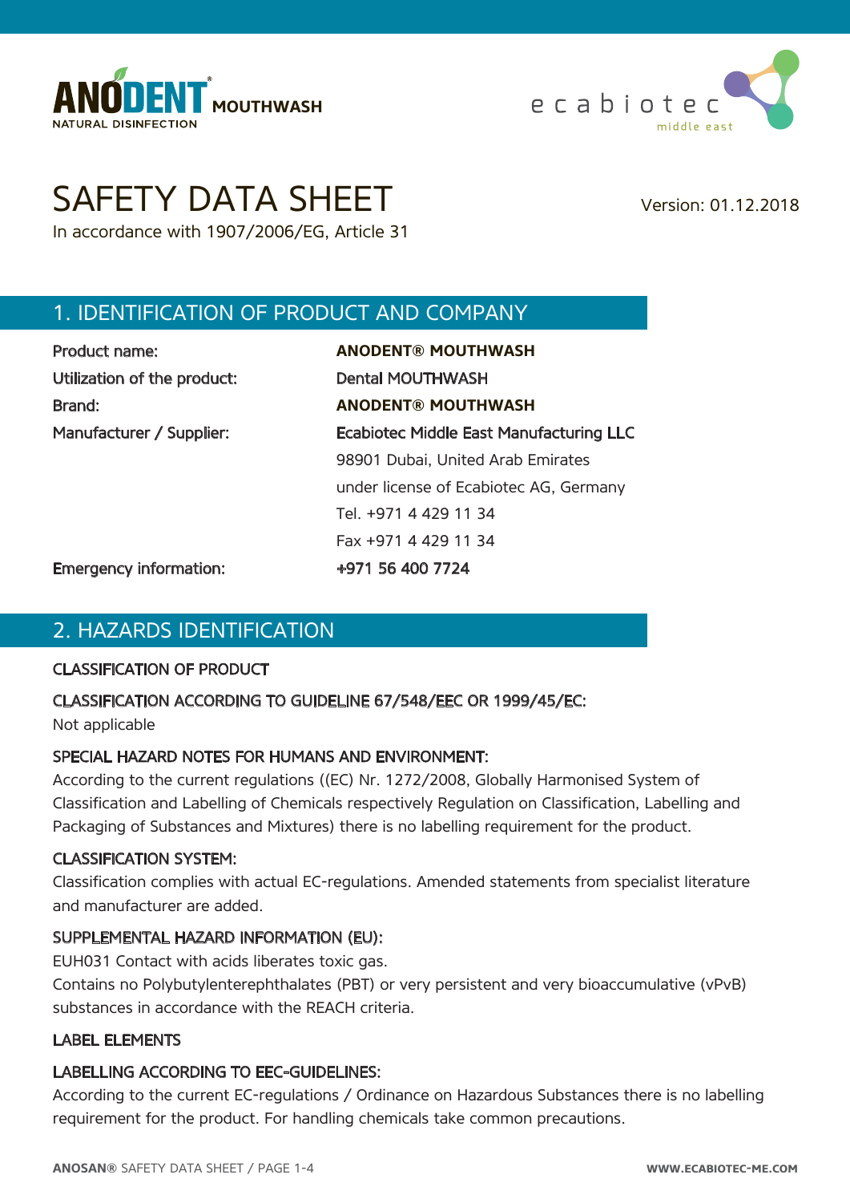ANODENT® MOUTHWASH
NATURAL DISINFECTION

ecabiotec middle east

# SAFETY DATA SHEET

In accordance with 1907/2006/EG, Article 31

Version: 01.12.2018

## 1. IDENTIFICATION OF PRODUCT AND COMPANY

| | |
|---|---|
| Product name: | **ANODENT® MOUTHWASH** |
| Utilization of the product: | Dental MOUTHWASH |
| Brand: | **ANODENT® MOUTHWASH** |
| Manufacturer / Supplier: | Ecabiotec Middle East Manufacturing LLC<br>98901 Dubai, United Arab Emirates<br>under license of Ecabiotec AG, Germany<br>Tel. +971 4 429 11 34<br>Fax +971 4 429 11 34 |
| Emergency information: | +971 56 400 7724 |

## 2. HAZARDS IDENTIFICATION

### CLASSIFICATION OF PRODUCT

### CLASSIFICATION ACCORDING TO GUIDELINE 67/548/EEC OR 1999/45/EC:

Not applicable

### SPECIAL HAZARD NOTES FOR HUMANS AND ENVIRONMENT:

According to the current regulations ((EC) Nr. 1272/2008, Globally Harmonised System of Classification and Labelling of Chemicals respectively Regulation on Classification, Labelling and Packaging of Substances and Mixtures) there is no labelling requirement for the product.

### CLASSIFICATION SYSTEM:

Classification complies with actual EC-regulations. Amended statements from specialist literature and manufacturer are added.

### SUPPLEMENTAL HAZARD INFORMATION (EU):

EUH031 Contact with acids liberates toxic gas.
Contains no Polybutylenterephthalates (PBT) or very persistent and very bioaccumulative (vPvB) substances in accordance with the REACH criteria.

### LABEL ELEMENTS

### LABELLING ACCORDING TO EEC-GUIDELINES:

According to the current EC-regulations / Ordinance on Hazardous Substances there is no labelling requirement for the product. For handling chemicals take common precautions.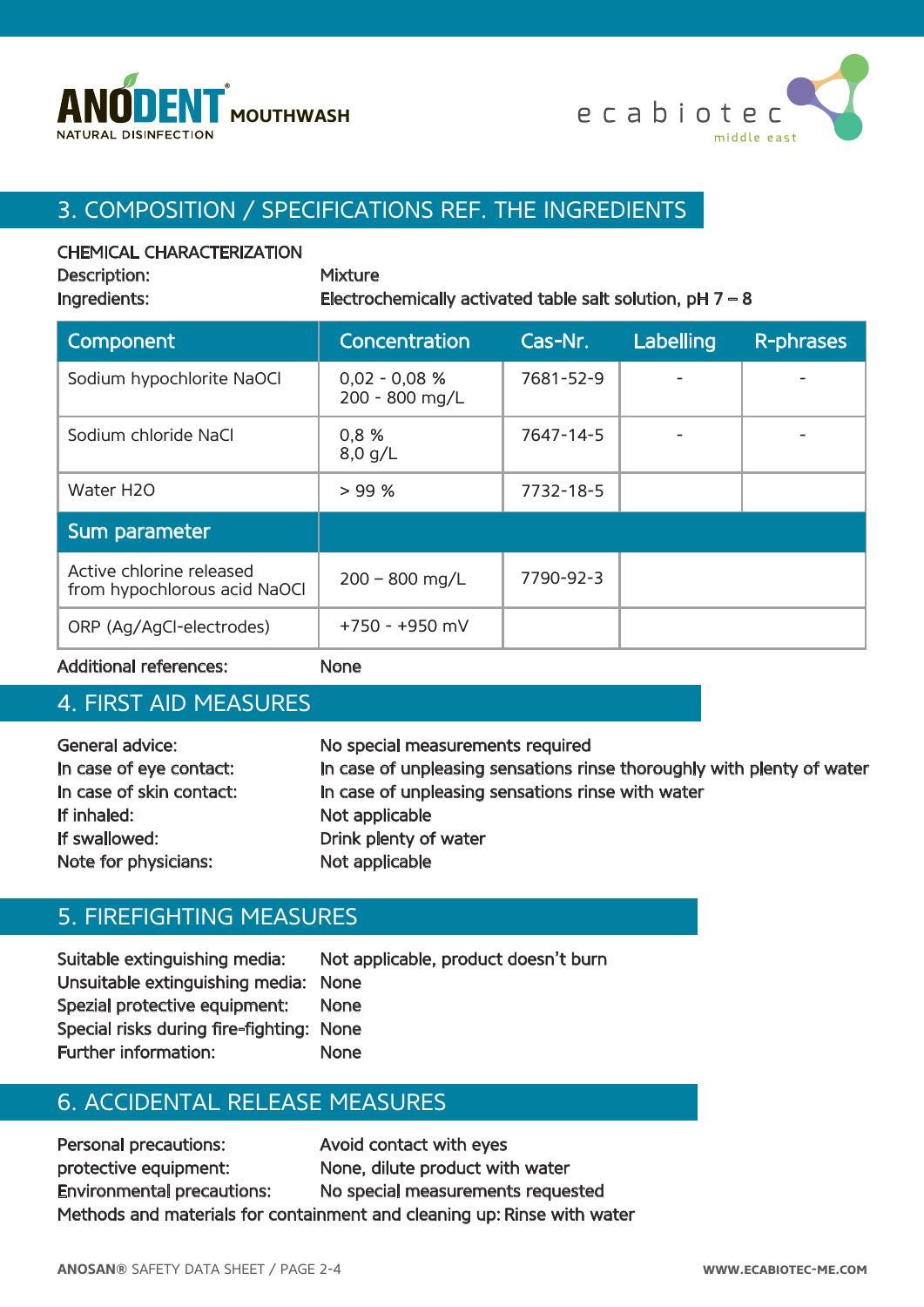## 3. COMPOSITION / SPECIFICATIONS REF. THE INGREDIENTS

CHEMICAL CHARACTERIZATION

Description: Mixture

Ingredients: Electrochemically activated table salt solution, pH 7 – 8

| Component | Concentration | Cas-Nr. | Labelling | R-phrases |
|---|---|---|---|---|
| Sodium hypochlorite NaOCl | 0,02 - 0,08 %<br>200 - 800 mg/L | 7681-52-9 | - | - |
| Sodium chloride NaCl | 0,8 %<br>8,0 g/L | 7647-14-5 | - | - |
| Water H2O | > 99 % | 7732-18-5 | | |
| **Sum parameter** | | | | |
| Active chlorine released from hypochlorous acid NaOCl | 200 – 800 mg/L | 7790-92-3 | | |
| ORP (Ag/AgCl-electrodes) | +750 - +950 mV | | | |

Additional references: None

## 4. FIRST AID MEASURES

General advice: No special measurements required

In case of eye contact: In case of unpleasing sensations rinse thoroughly with plenty of water

In case of skin contact: In case of unpleasing sensations rinse with water

If inhaled: Not applicable

If swallowed: Drink plenty of water

Note for physicians: Not applicable

## 5. FIREFIGHTING MEASURES

Suitable extinguishing media: Not applicable, product doesn't burn

Unsuitable extinguishing media: None

Spezial protective equipment: None

Special risks during fire-fighting: None

Further information: None

## 6. ACCIDENTAL RELEASE MEASURES

Personal precautions: Avoid contact with eyes

protective equipment: None, dilute product with water

Environmental precautions: No special measurements requested

Methods and materials for containment and cleaning up: Rinse with water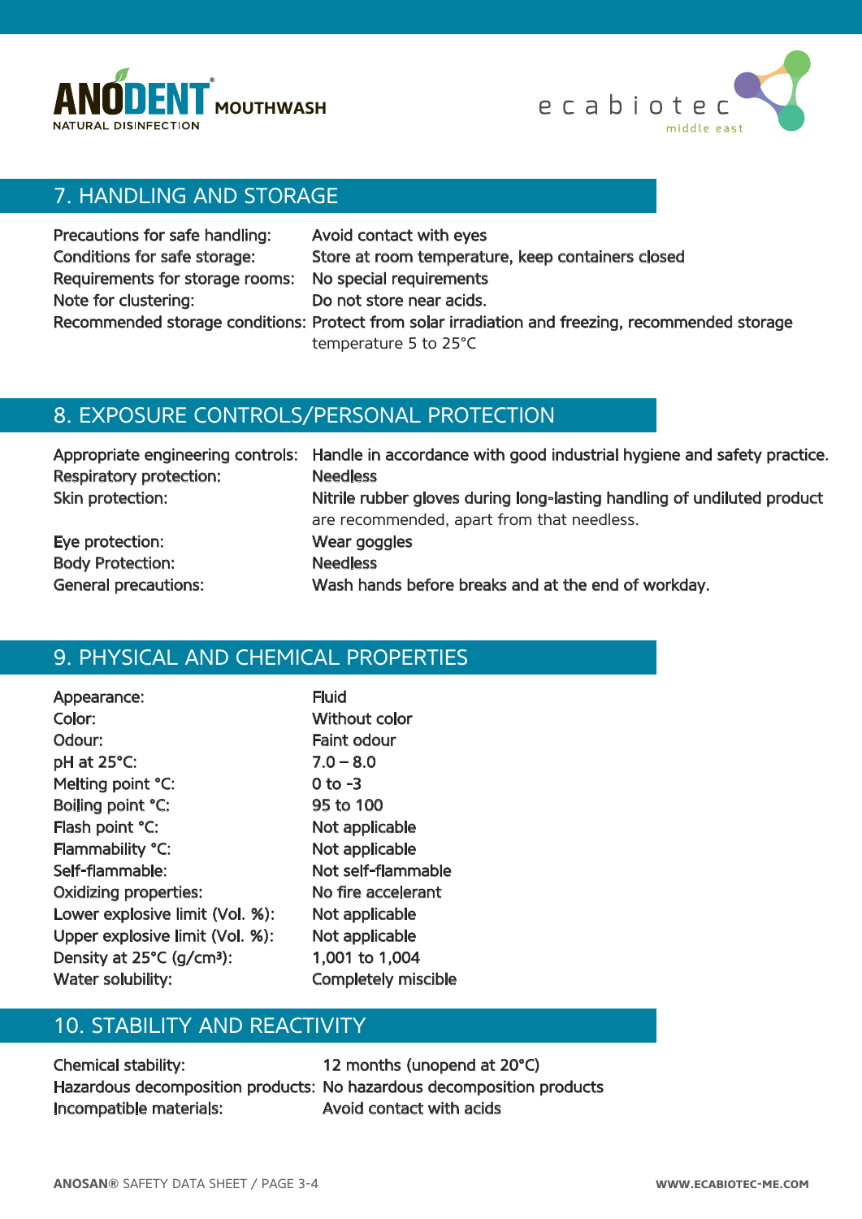## 7. HANDLING AND STORAGE

| | |
|---|---|
| Precautions for safe handling: | Avoid contact with eyes |
| Conditions for safe storage: | Store at room temperature, keep containers closed |
| Requirements for storage rooms: | No special requirements |
| Note for clustering: | Do not store near acids. |
| Recommended storage conditions: | Protect from solar irradiation and freezing, recommended storage temperature 5 to 25°C |

## 8. EXPOSURE CONTROLS/PERSONAL PROTECTION

| | |
|---|---|
| Appropriate engineering controls: | Handle in accordance with good industrial hygiene and safety practice. |
| Respiratory protection: | Needless |
| Skin protection: | Nitrile rubber gloves during long-lasting handling of undiluted product are recommended, apart from that needless. |
| Eye protection: | Wear goggles |
| Body Protection: | Needless |
| General precautions: | Wash hands before breaks and at the end of workday. |

## 9. PHYSICAL AND CHEMICAL PROPERTIES

| | |
|---|---|
| Appearance: | Fluid |
| Color: | Without color |
| Odour: | Faint odour |
| pH at 25°C: | 7.0 – 8.0 |
| Melting point °C: | 0 to -3 |
| Boiling point °C: | 95 to 100 |
| Flash point °C: | Not applicable |
| Flammability °C: | Not applicable |
| Self-flammable: | Not self-flammable |
| Oxidizing properties: | No fire accelerant |
| Lower explosive limit (Vol. %): | Not applicable |
| Upper explosive limit (Vol. %): | Not applicable |
| Density at 25°C ($g/cm^3$): | 1,001 to 1,004 |
| Water solubility: | Completely miscible |

## 10. STABILITY AND REACTIVITY

| | |
|---|---|
| Chemical stability: | 12 months (unopend at 20°C) |
| Hazardous decomposition products: | No hazardous decomposition products |
| Incompatible materials: | Avoid contact with acids |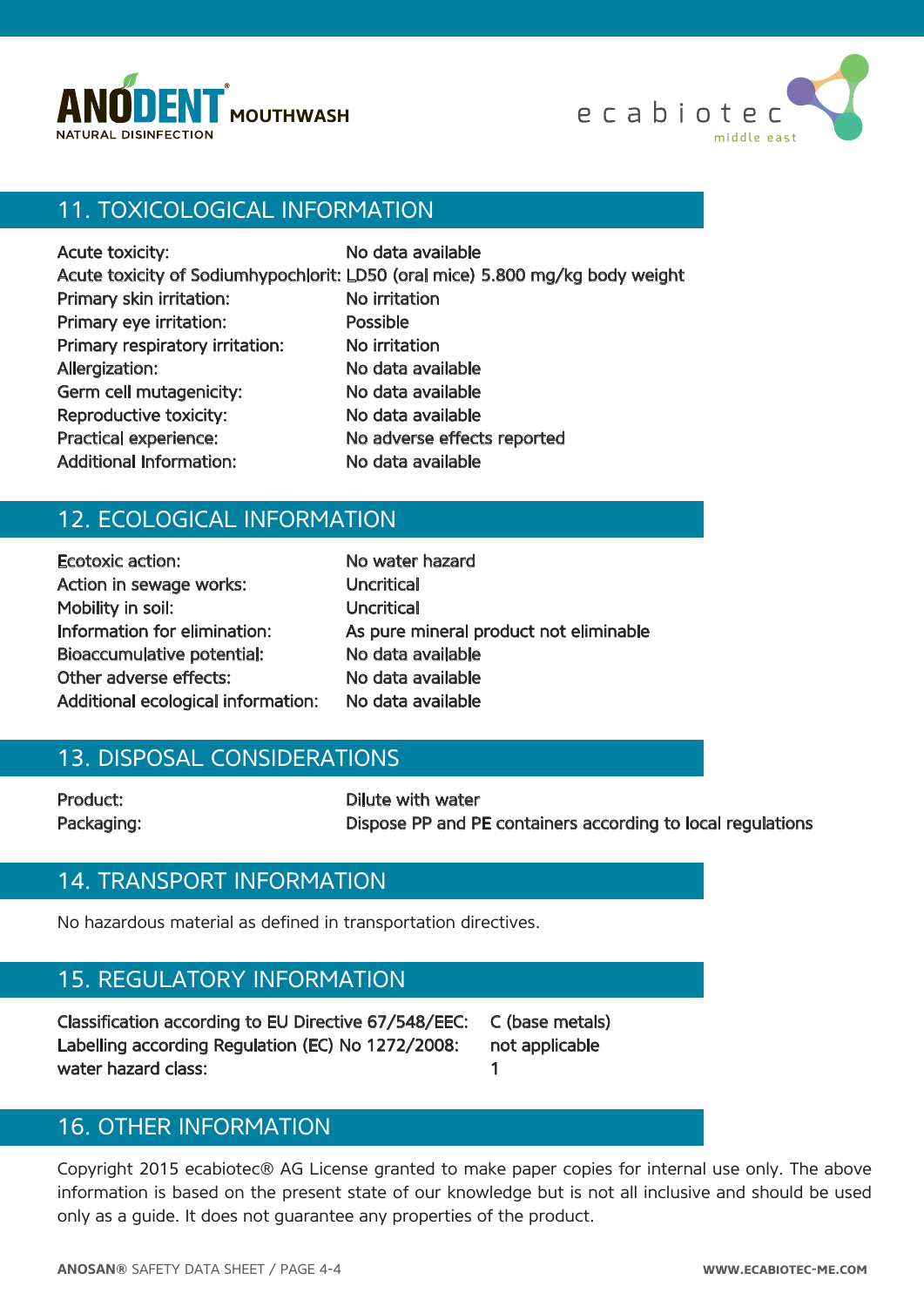## 11. TOXICOLOGICAL INFORMATION

| | |
|---|---|
| Acute toxicity: | No data available |
| Acute toxicity of Sodiumhypochlorit: | LD50 (oral mice) 5.800 mg/kg body weight |
| Primary skin irritation: | No irritation |
| Primary eye irritation: | Possible |
| Primary respiratory irritation: | No irritation |
| Allergization: | No data available |
| Germ cell mutagenicity: | No data available |
| Reproductive toxicity: | No data available |
| Practical experience: | No adverse effects reported |
| Additional Information: | No data available |

## 12. ECOLOGICAL INFORMATION

| | |
|---|---|
| Ecotoxic action: | No water hazard |
| Action in sewage works: | Uncritical |
| Mobility in soil: | Uncritical |
| Information for elimination: | As pure mineral product not eliminable |
| Bioaccumulative potential: | No data available |
| Other adverse effects: | No data available |
| Additional ecological information: | No data available |

## 13. DISPOSAL CONSIDERATIONS

| | |
|---|---|
| Product: | Dilute with water |
| Packaging: | Dispose PP and PE containers according to local regulations |

## 14. TRANSPORT INFORMATION

No hazardous material as defined in transportation directives.

## 15. REGULATORY INFORMATION

| | |
|---|---|
| Classification according to EU Directive 67/548/EEC: | C (base metals) |
| Labelling according Regulation (EC) No 1272/2008: | not applicable |
| water hazard class: | 1 |

## 16. OTHER INFORMATION

Copyright 2015 ecabiotec® AG License granted to make paper copies for internal use only. The above information is based on the present state of our knowledge but is not all inclusive and should be used only as a guide. It does not guarantee any properties of the product.